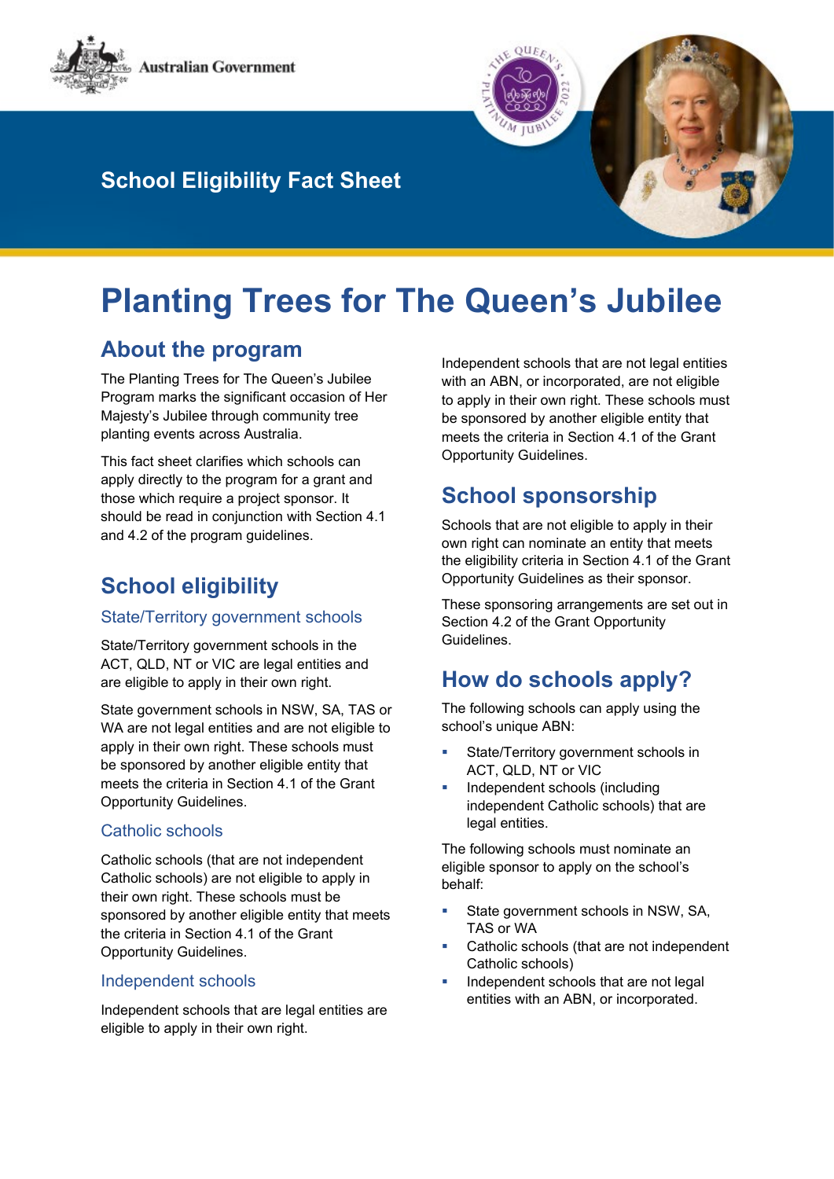Australian Government

School Eligibility Fact Sheet

# Planting Trees for The Queen's Jubilee

## About the program

The Planting Trees for The Queen's Jubilee Program marks the significant occasion of Her Majesty's Jubilee through community tree planting events across Australia.

This fact sheet clarifies which schools can apply directly to the program for a grant and those which require a project sponsor. It should be read in conjunction with Section 4.1 and 4.2 of the program guidelines.

## School eligibility

### State/Territory government schools

State/Territory government schools in the ACT, QLD, NT or VIC are legal entities and are eligible to apply in their own right.

State government schools in NSW, SA, TAS or WA are not legal entities and are not eligible to apply in their own right. These schools must be sponsored by another eligible entity that meets the criteria in Section 4.1 of the Grant Opportunity Guidelines.

### Catholic schools

Catholic schools (that are not independent Catholic schools) are not eligible to apply in their own right. These schools must be sponsored by another eligible entity that meets the criteria in Section 4.1 of the Grant Opportunity Guidelines.

### Independent schools

Independent schools that are legal entities are eligible to apply in their own right.

Independent schools that are not legal entities with an ABN, or incorporated, are not eligible to apply in their own right. These schools must be sponsored by another eligible entity that meets the criteria in Section 4.1 of the Grant Opportunity Guidelines.

## School sponsorship

Schools that are not eligible to apply in their own right can nominate an entity that meets the eligibility criteria in Section 4.1 of the Grant Opportunity Guidelines as their sponsor.

These sponsoring arrangements are set out in Section 4.2 of the Grant Opportunity Guidelines.

## How do schools apply?

The following schools can apply using the school's unique ABN:

- State/Territory government schools in ACT, QLD, NT or VIC
- Independent schools (including independent Catholic schools) that are legal entities.

The following schools must nominate an eligible sponsor to apply on the school's behalf:

- State government schools in NSW, SA, TAS or WA
- Catholic schools (that are not independent Catholic schools)
- Independent schools that are not legal entities with an ABN, or incorporated.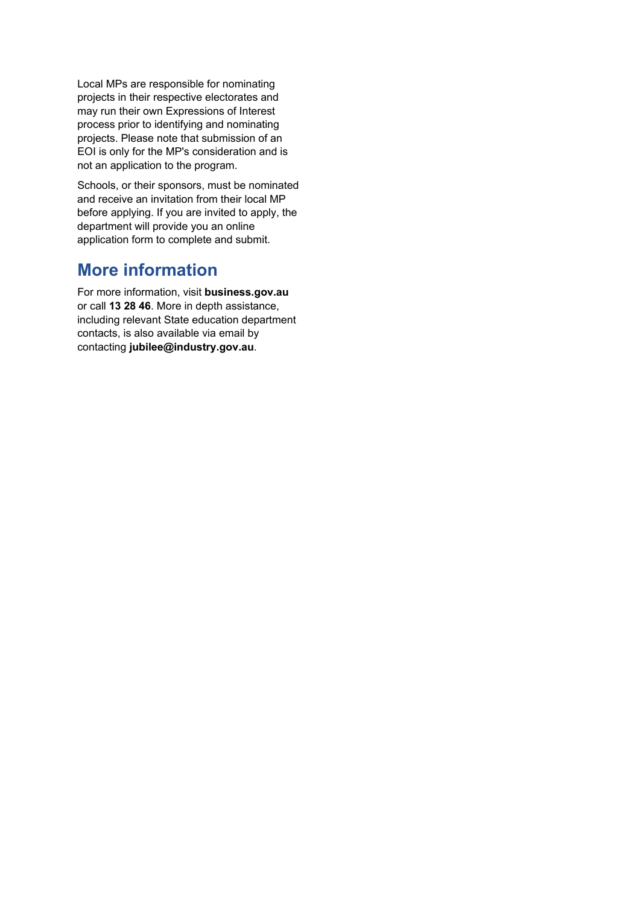Local MPs are responsible for nominating projects in their respective electorates and may run their own Expressions of Interest process prior to identifying and nominating projects. Please note that submission of an EOI is only for the MP's consideration and is not an application to the program.

Schools, or their sponsors, must be nominated and receive an invitation from their local MP before applying. If you are invited to apply, the department will provide you an online application form to complete and submit.

## More information

For more information, visit **business.gov.au** or call **13 28 46**. More in depth assistance, including relevant State education department contacts, is also available via email by contacting **jubilee@industry.gov.au**.